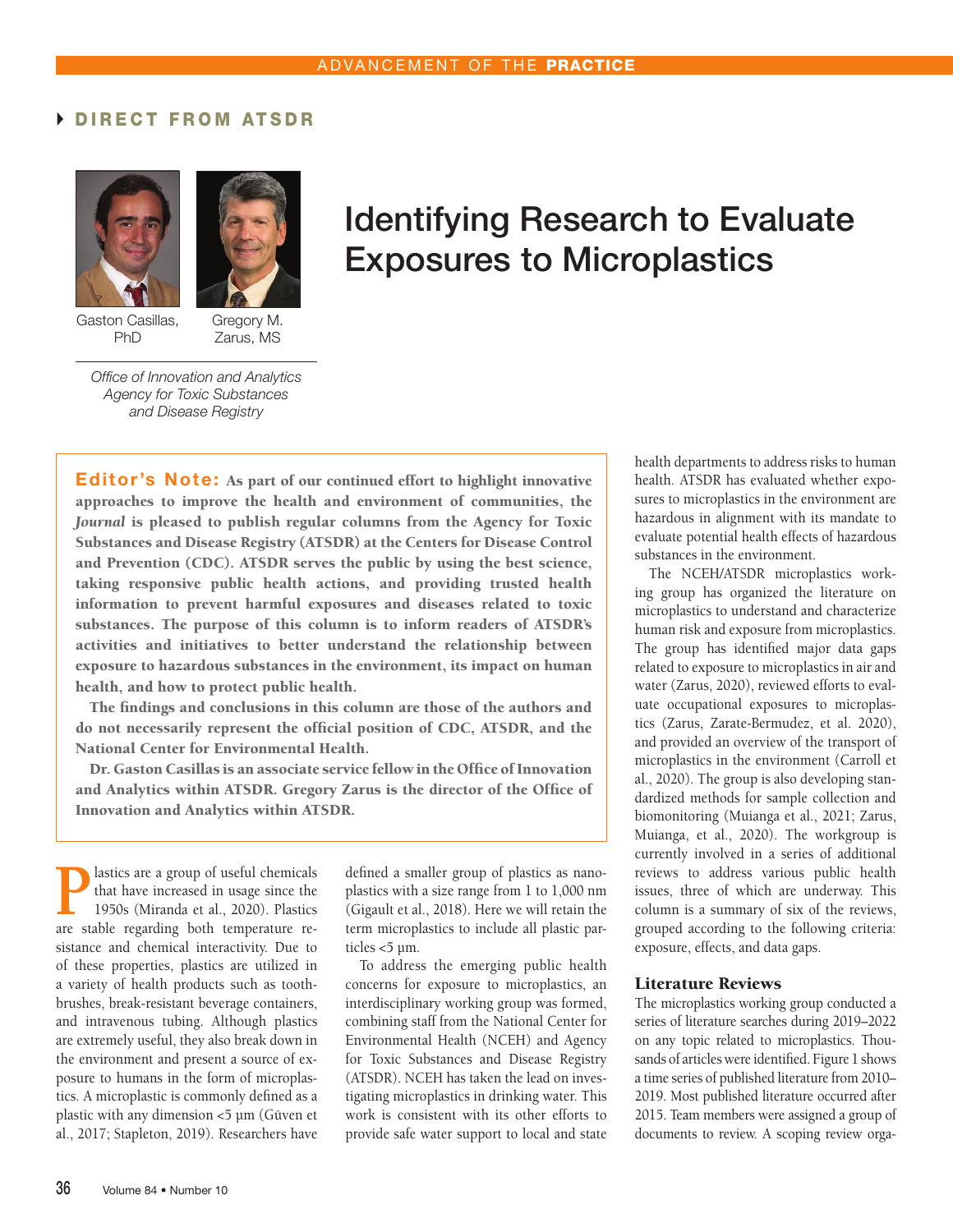ADVANCEMENT OF THE **PRACTICE**

**DIRECT FROM ATSDR**

# Identifying Research to Evaluate Exposures to Microplastics

Gaston Casillas, PhD

Gregory M. Zarus, MS

*Office of Innovation and Analytics Agency for Toxic Substances and Disease Registry*

**Editor's Note: As part of our continued effort to highlight innovative approaches to improve the health and environment of communities, the *Journal* is pleased to publish regular columns from the Agency for Toxic Substances and Disease Registry (ATSDR) at the Centers for Disease Control and Prevention (CDC). ATSDR serves the public by using the best science, taking responsive public health actions, and providing trusted health information to prevent harmful exposures and diseases related to toxic substances. The purpose of this column is to inform readers of ATSDR's activities and initiatives to better understand the relationship between exposure to hazardous substances in the environment, its impact on human health, and how to protect public health.**

**The findings and conclusions in this column are those of the authors and do not necessarily represent the official position of CDC, ATSDR, and the National Center for Environmental Health.**

**Dr. Gaston Casillas is an associate service fellow in the Office of Innovation and Analytics within ATSDR. Gregory Zarus is the director of the Office of Innovation and Analytics within ATSDR.**

Plastics are a group of useful chemicals that have increased in usage since the 1950s (Miranda et al., 2020). Plastics are stable regarding both temperature resistance and chemical interactivity. Due to of these properties, plastics are utilized in a variety of health products such as toothbrushes, break-resistant beverage containers, and intravenous tubing. Although plastics are extremely useful, they also break down in the environment and present a source of exposure to humans in the form of microplastics. A microplastic is commonly defined as a plastic with any dimension <5 µm (Güven et al., 2017; Stapleton, 2019). Researchers have defined a smaller group of plastics as nanoplastics with a size range from 1 to 1,000 nm (Gigault et al., 2018). Here we will retain the term microplastics to include all plastic particles <5 µm.

To address the emerging public health concerns for exposure to microplastics, an interdisciplinary working group was formed, combining staff from the National Center for Environmental Health (NCEH) and Agency for Toxic Substances and Disease Registry (ATSDR). NCEH has taken the lead on investigating microplastics in drinking water. This work is consistent with its other efforts to provide safe water support to local and state health departments to address risks to human health. ATSDR has evaluated whether exposures to microplastics in the environment are hazardous in alignment with its mandate to evaluate potential health effects of hazardous substances in the environment.

The NCEH/ATSDR microplastics working group has organized the literature on microplastics to understand and characterize human risk and exposure from microplastics. The group has identified major data gaps related to exposure to microplastics in air and water (Zarus, 2020), reviewed efforts to evaluate occupational exposures to microplastics (Zarus, Zarate-Bermudez, et al. 2020), and provided an overview of the transport of microplastics in the environment (Carroll et al., 2020). The group is also developing standardized methods for sample collection and biomonitoring (Muianga et al., 2021; Zarus, Muianga, et al., 2020). The workgroup is currently involved in a series of additional reviews to address various public health issues, three of which are underway. This column is a summary of six of the reviews, grouped according to the following criteria: exposure, effects, and data gaps.

## Literature Reviews

The microplastics working group conducted a series of literature searches during 2019–2022 on any topic related to microplastics. Thousands of articles were identified. Figure 1 shows a time series of published literature from 2010–2019. Most published literature occurred after 2015. Team members were assigned a group of documents to review. A scoping review orga-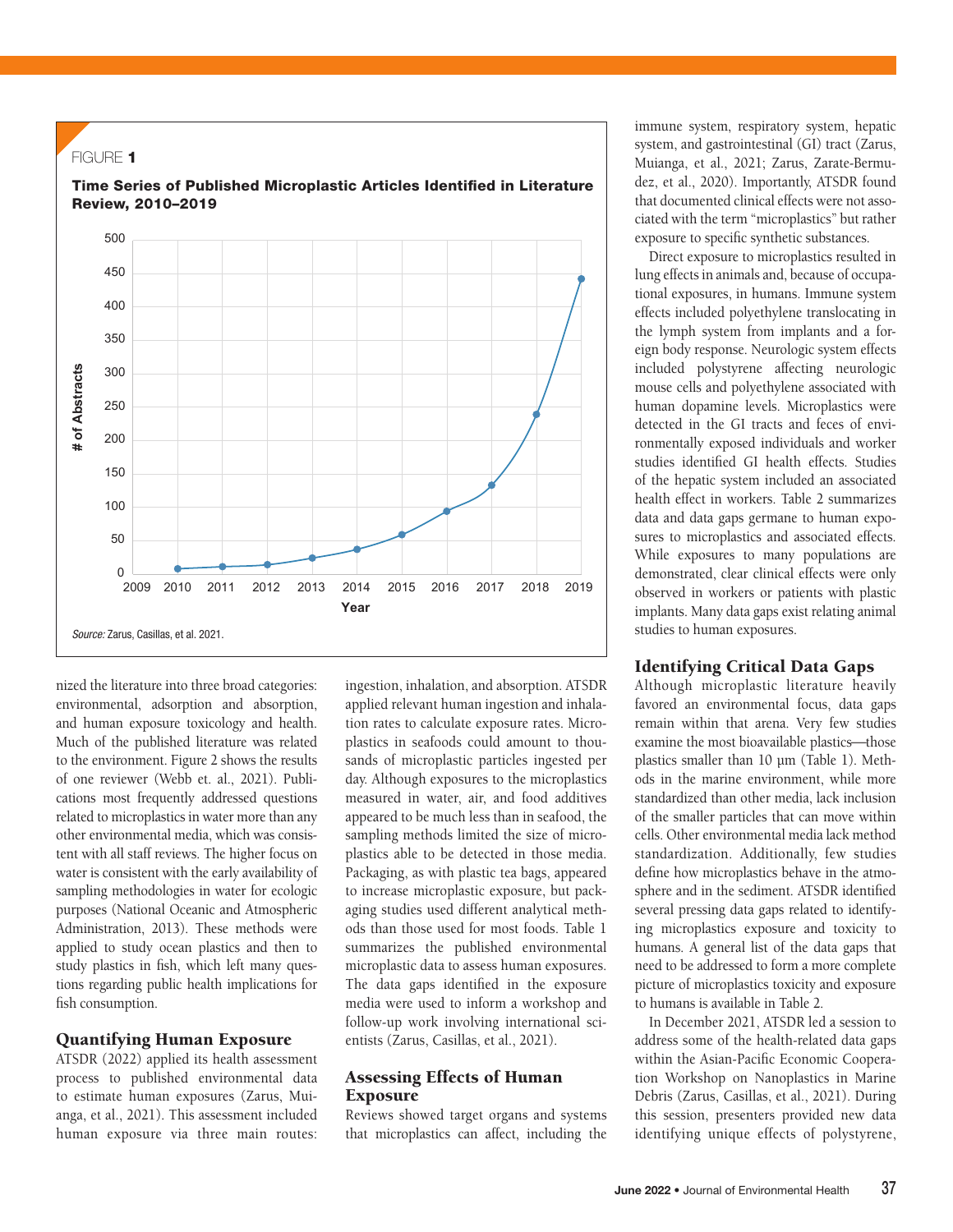FIGURE 1

**Time Series of Published Microplastic Articles Identified in Literature Review, 2010–2019**

*Source:* Zarus, Casillas, et al. 2021.

nized the literature into three broad categories: environmental, adsorption and absorption, and human exposure toxicology and health. Much of the published literature was related to the environment. Figure 2 shows the results of one reviewer (Webb et. al., 2021). Publications most frequently addressed questions related to microplastics in water more than any other environmental media, which was consistent with all staff reviews. The higher focus on water is consistent with the early availability of sampling methodologies in water for ecologic purposes (National Oceanic and Atmospheric Administration, 2013). These methods were applied to study ocean plastics and then to study plastics in fish, which left many questions regarding public health implications for fish consumption.

## Quantifying Human Exposure

ATSDR (2022) applied its health assessment process to published environmental data to estimate human exposures (Zarus, Muianga, et al., 2021). This assessment included human exposure via three main routes: ingestion, inhalation, and absorption. ATSDR applied relevant human ingestion and inhalation rates to calculate exposure rates. Microplastics in seafoods could amount to thousands of microplastic particles ingested per day. Although exposures to the microplastics measured in water, air, and food additives appeared to be much less than in seafood, the sampling methods limited the size of microplastics able to be detected in those media. Packaging, as with plastic tea bags, appeared to increase microplastic exposure, but packaging studies used different analytical methods than those used for most foods. Table 1 summarizes the published environmental microplastic data to assess human exposures. The data gaps identified in the exposure media were used to inform a workshop and follow-up work involving international scientists (Zarus, Casillas, et al., 2021).

## Assessing Effects of Human Exposure

Reviews showed target organs and systems that microplastics can affect, including the immune system, respiratory system, hepatic system, and gastrointestinal (GI) tract (Zarus, Muianga, et al., 2021; Zarus, Zarate-Bermudez, et al., 2020). Importantly, ATSDR found that documented clinical effects were not associated with the term "microplastics" but rather exposure to specific synthetic substances.

Direct exposure to microplastics resulted in lung effects in animals and, because of occupational exposures, in humans. Immune system effects included polyethylene translocating in the lymph system from implants and a foreign body response. Neurologic system effects included polystyrene affecting neurologic mouse cells and polyethylene associated with human dopamine levels. Microplastics were detected in the GI tracts and feces of environmentally exposed individuals and worker studies identified GI health effects. Studies of the hepatic system included an associated health effect in workers. Table 2 summarizes data and data gaps germane to human exposures to microplastics and associated effects. While exposures to many populations are demonstrated, clear clinical effects were only observed in workers or patients with plastic implants. Many data gaps exist relating animal studies to human exposures.

## Identifying Critical Data Gaps

Although microplastic literature heavily favored an environmental focus, data gaps remain within that arena. Very few studies examine the most bioavailable plastics—those plastics smaller than 10 µm (Table 1). Methods in the marine environment, while more standardized than other media, lack inclusion of the smaller particles that can move within cells. Other environmental media lack method standardization. Additionally, few studies define how microplastics behave in the atmosphere and in the sediment. ATSDR identified several pressing data gaps related to identifying microplastics exposure and toxicity to humans. A general list of the data gaps that need to be addressed to form a more complete picture of microplastics toxicity and exposure to humans is available in Table 2.

In December 2021, ATSDR led a session to address some of the health-related data gaps within the Asian-Pacific Economic Cooperation Workshop on Nanoplastics in Marine Debris (Zarus, Casillas, et al., 2021). During this session, presenters provided new data identifying unique effects of polystyrene,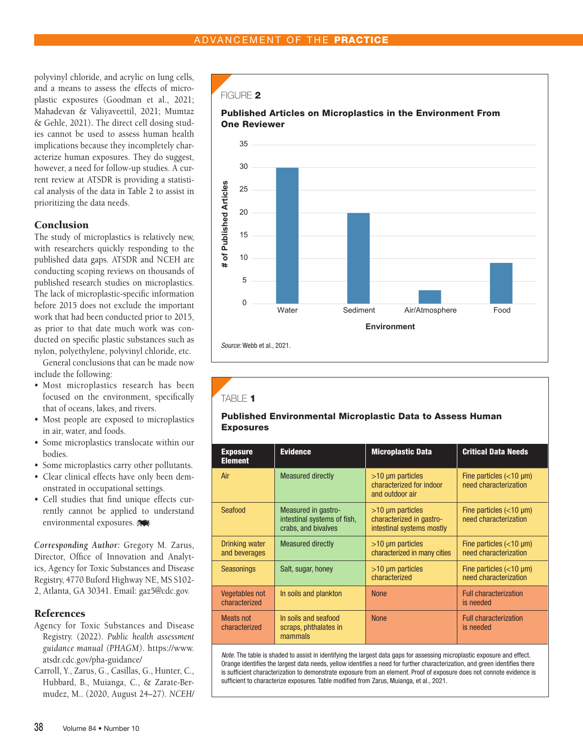polyvinyl chloride, and acrylic on lung cells, and a means to assess the effects of microplastic exposures (Goodman et al., 2021; Mahadevan & Valiyaveettil, 2021; Mumtaz & Gehle, 2021). The direct cell dosing studies cannot be used to assess human health implications because they incompletely characterize human exposures. They do suggest, however, a need for follow-up studies. A current review at ATSDR is providing a statistical analysis of the data in Table 2 to assist in prioritizing the data needs.

## Conclusion

The study of microplastics is relatively new, with researchers quickly responding to the published data gaps. ATSDR and NCEH are conducting scoping reviews on thousands of published research studies on microplastics. The lack of microplastic-specific information before 2015 does not exclude the important work that had been conducted prior to 2015, as prior to that date much work was conducted on specific plastic substances such as nylon, polyethylene, polyvinyl chloride, etc.

General conclusions that can be made now include the following:

- Most microplastics research has been focused on the environment, specifically that of oceans, lakes, and rivers.
- Most people are exposed to microplastics in air, water, and foods.
- Some microplastics translocate within our bodies.
- Some microplastics carry other pollutants.
- Clear clinical effects have only been demonstrated in occupational settings.
- Cell studies that find unique effects currently cannot be applied to understand environmental exposures.

*Corresponding Author:* Gregory M. Zarus, Director, Office of Innovation and Analytics, Agency for Toxic Substances and Disease Registry, 4770 Buford Highway NE, MS S102-2, Atlanta, GA 30341. Email: gaz5@cdc.gov.

## References

Agency for Toxic Substances and Disease Registry. (2022). *Public health assessment guidance manual (PHAGM)*. https://www.atsdr.cdc.gov/pha-guidance/

Carroll, Y., Zarus, G., Casillas, G., Hunter, C., Hubbard, B., Muianga, C., & Zarate-Bermudez, M.. (2020, August 24–27). *NCEH/*

FIGURE **2**

**Published Articles on Microplastics in the Environment From One Reviewer**

| Environment | # of Published Articles |
|---|---|
| Water | 30 |
| Sediment | 20 |
| Air/Atmosphere | 3 |
| Food | 9 |

*Source:* Webb et al., 2021.

TABLE **1**

**Published Environmental Microplastic Data to Assess Human Exposures**

| Exposure Element | Evidence | Microplastic Data | Critical Data Needs |
|---|---|---|---|
| Air | Measured directly | >10 µm particles characterized for indoor and outdoor air | Fine particles (<10 µm) need characterization |
| Seafood | Measured in gastro-intestinal systems of fish, crabs, and bivalves | >10 µm particles characterized in gastro-intestinal systems mostly | Fine particles (<10 µm) need characterization |
| Drinking water and beverages | Measured directly | >10 µm particles characterized in many cities | Fine particles (<10 µm) need characterization |
| Seasonings | Salt, sugar, honey | >10 µm particles characterized | Fine particles (<10 µm) need characterization |
| Vegetables not characterized | In soils and plankton | None | Full characterization is needed |
| Meats not characterized | In soils and seafood scraps, phthalates in mammals | None | Full characterization is needed |

*Note.* The table is shaded to assist in identifying the largest data gaps for assessing microplastic exposure and effect. Orange identifies the largest data needs, yellow identifies a need for further characterization, and green identifies there is sufficient characterization to demonstrate exposure from an element. Proof of exposure does not connote evidence is sufficient to characterize exposures. Table modified from Zarus, Muianga, et al., 2021.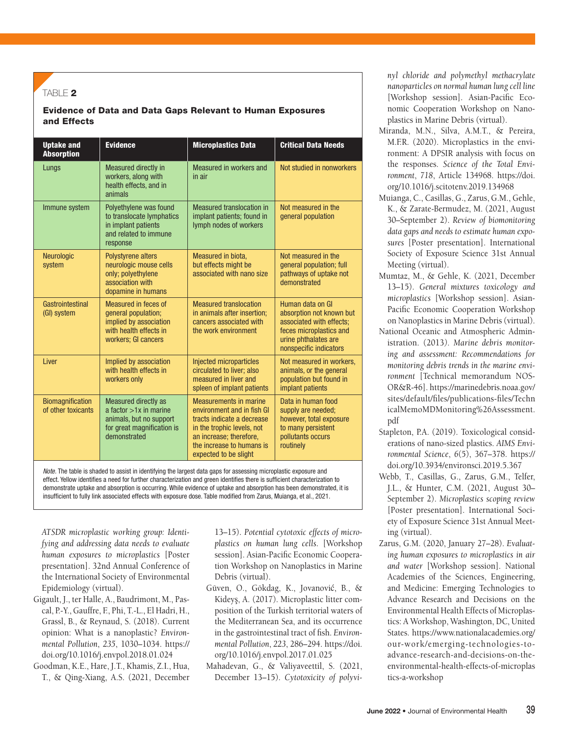TABLE 2

**Evidence of Data and Data Gaps Relevant to Human Exposures and Effects**

| Uptake and Absorption | Evidence | Microplastics Data | Critical Data Needs |
|---|---|---|---|
| Lungs | Measured directly in workers, along with health effects, and in animals | Measured in workers and in air | Not studied in nonworkers |
| Immune system | Polyethylene was found to translocate lymphatics in implant patients and related to immune response | Measured translocation in implant patients; found in lymph nodes of workers | Not measured in the general population |
| Neurologic system | Polystyrene alters neurologic mouse cells only; polyethylene association with dopamine in humans | Measured in biota, but effects might be associated with nano size | Not measured in the general population; full pathways of uptake not demonstrated |
| Gastrointestinal (GI) system | Measured in feces of general population; implied by association with health effects in workers; GI cancers | Measured translocation in animals after insertion; cancers associated with the work environment | Human data on GI absorption not known but associated with effects; feces microplastics and urine phthalates are nonspecific indicators |
| Liver | Implied by association with health effects in workers only | Injected microparticles circulated to liver; also measured in liver and spleen of implant patients | Not measured in workers, animals, or the general population but found in implant patients |
| Biomagnification of other toxicants | Measured directly as a factor >1x in marine animals, but no support for great magnification is demonstrated | Measurements in marine environment and in fish GI tracts indicate a decrease in the trophic levels, not an increase; therefore, the increase to humans is expected to be slight | Data in human food supply are needed; however, total exposure to many persistent pollutants occurs routinely |

*Note.* The table is shaded to assist in identifying the largest data gaps for assessing microplastic exposure and effect. Yellow identifies a need for further characterization and green identifies there is sufficient characterization to demonstrate uptake and absorption is occurring. While evidence of uptake and absorption has been demonstrated, it is insufficient to fully link associated effects with exposure dose. Table modified from Zarus, Muianga, et al., 2021.

*ATSDR microplastic working group: Identifying and addressing data needs to evaluate human exposures to microplastics* [Poster presentation]. 32nd Annual Conference of the International Society of Environmental Epidemiology (virtual).

Gigault, J., ter Halle, A., Baudrimont, M., Pascal, P.-Y., Gauffre, F., Phi, T.-L., El Hadri, H., Grassl, B., & Reynaud, S. (2018). Current opinion: What is a nanoplastic? *Environmental Pollution*, *235*, 1030–1034. https://doi.org/10.1016/j.envpol.2018.01.024

Goodman, K.E., Hare, J.T., Khamis, Z.I., Hua, T., & Qing-Xiang, A.S. (2021, December 13–15). *Potential cytotoxic effects of microplastics on human lung cells.* [Workshop session]. Asian-Pacific Economic Cooperation Workshop on Nanoplastics in Marine Debris (virtual).

Güven, O., Gökdag, K., Jovanović, B., & Kideyş, A. (2017). Microplastic litter composition of the Turkish territorial waters of the Mediterranean Sea, and its occurrence in the gastrointestinal tract of fish. *Environmental Pollution*, *223*, 286–294. https://doi.org/10.1016/j.envpol.2017.01.025

Mahadevan, G., & Valiyaveettil, S. (2021, December 13–15). *Cytotoxicity of polyvinyl chloride and polymethyl methacrylate nanoparticles on normal human lung cell line* [Workshop session]. Asian-Pacific Economic Cooperation Workshop on Nanoplastics in Marine Debris (virtual).

Miranda, M.N., Silva, A.M.T., & Pereira, M.F.R. (2020). Microplastics in the environment: A DPSIR analysis with focus on the responses. *Science of the Total Environment*, *718*, Article 134968. https://doi.org/10.1016/j.scitotenv.2019.134968

Muianga, C., Casillas, G., Zarus, G.M., Gehle, K., & Zarate-Bermudez, M. (2021, August 30–September 2). *Review of biomonitoring data gaps and needs to estimate human exposures* [Poster presentation]. International Society of Exposure Science 31st Annual Meeting (virtual).

Mumtaz, M., & Gehle, K. (2021, December 13–15). *General mixtures toxicology and microplastics* [Workshop session]. Asian-Pacific Economic Cooperation Workshop on Nanoplastics in Marine Debris (virtual).

National Oceanic and Atmospheric Administration. (2013). *Marine debris monitoring and assessment: Recommendations for monitoring debris trends in the marine environment* [Technical memorandum NOS-OR&R-46]. https://marinedebris.noaa.gov/sites/default/files/publications-files/TechnicalMemoMDMonitoring%26Assessment.pdf

Stapleton, P.A. (2019). Toxicological considerations of nano-sized plastics. *AIMS Environmental Science*, *6*(5), 367–378. https://doi.org/10.3934/environsci.2019.5.367

Webb, T., Casillas, G., Zarus, G.M., Telfer, J.L., & Hunter, C.M. (2021, August 30–September 2). *Microplastics scoping review* [Poster presentation]. International Society of Exposure Science 31st Annual Meeting (virtual).

Zarus, G.M. (2020, January 27–28). *Evaluating human exposures to microplastics in air and water* [Workshop session]. National Academies of the Sciences, Engineering, and Medicine: Emerging Technologies to Advance Research and Decisions on the Environmental Health Effects of Microplastics: A Workshop, Washington, DC, United States. https://www.nationalacademies.org/our-work/emerging-technologies-to-advance-research-and-decisions-on-the-environmental-health-effects-of-microplastics-a-workshop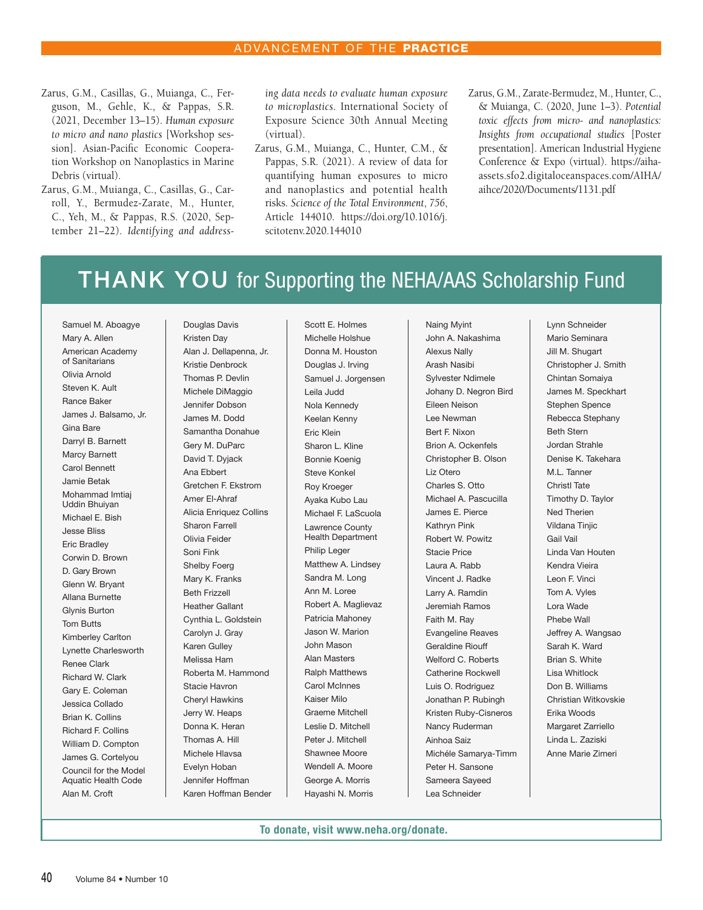Zarus, G.M., Casillas, G., Muianga, C., Ferguson, M., Gehle, K., & Pappas, S.R. (2021, December 13–15). *Human exposure to micro and nano plastics* [Workshop session]. Asian-Pacific Economic Cooperation Workshop on Nanoplastics in Marine Debris (virtual).

Zarus, G.M., Muianga, C., Casillas, G., Carroll, Y., Bermudez-Zarate, M., Hunter, C., Yeh, M., & Pappas, R.S. (2020, September 21–22). *Identifying and addressing data needs to evaluate human exposure to microplastics*. International Society of Exposure Science 30th Annual Meeting (virtual).

Zarus, G.M., Muianga, C., Hunter, C.M., & Pappas, S.R. (2021). A review of data for quantifying human exposures to micro and nanoplastics and potential health risks. *Science of the Total Environment*, *756*, Article 144010. https://doi.org/10.1016/j.scitotenv.2020.144010

Zarus, G.M., Zarate-Bermudez, M., Hunter, C., & Muianga, C. (2020, June 1–3). *Potential toxic effects from micro- and nanoplastics: Insights from occupational studies* [Poster presentation]. American Industrial Hygiene Conference & Expo (virtual). https://aiha-assets.sfo2.digitaloceanspaces.com/AIHA/aihce/2020/Documents/1131.pdf

## THANK YOU for Supporting the NEHA/AAS Scholarship Fund

Samuel M. Aboagye
Mary A. Allen
American Academy of Sanitarians
Olivia Arnold
Steven K. Ault
Rance Baker
James J. Balsamo, Jr.
Gina Bare
Darryl B. Barnett
Marcy Barnett
Carol Bennett
Jamie Betak
Mohammad Imtiaj Uddin Bhuiyan
Michael E. Bish
Jesse Bliss
Eric Bradley
Corwin D. Brown
D. Gary Brown
Glenn W. Bryant
Allana Burnette
Glynis Burton
Tom Butts
Kimberley Carlton
Lynette Charlesworth
Renee Clark
Richard W. Clark
Gary E. Coleman
Jessica Collado
Brian K. Collins
Richard F. Collins
William D. Compton
James G. Cortelyou
Council for the Model Aquatic Health Code
Alan M. Croft
Douglas Davis
Kristen Day
Alan J. Dellapenna, Jr.
Kristie Denbrock
Thomas P. Devlin
Michele DiMaggio
Jennifer Dobson
James M. Dodd
Samantha Donahue
Gery M. DuParc
David T. Dyjack
Ana Ebbert
Gretchen F. Ekstrom
Amer El-Ahraf
Alicia Enriquez Collins
Sharon Farrell
Olivia Feider
Soni Fink
Shelby Foerg
Mary K. Franks
Beth Frizzell
Heather Gallant
Cynthia L. Goldstein
Carolyn J. Gray
Karen Gulley
Melissa Ham
Roberta M. Hammond
Stacie Havron
Cheryl Hawkins
Jerry W. Heaps
Donna K. Heran
Thomas A. Hill
Michele Hlavsa
Evelyn Hoban
Jennifer Hoffman
Karen Hoffman Bender
Scott E. Holmes
Michelle Holshue
Donna M. Houston
Douglas J. Irving
Samuel J. Jorgensen
Leila Judd
Nola Kennedy
Keelan Kenny
Eric Klein
Sharon L. Kline
Bonnie Koenig
Steve Konkel
Roy Kroeger
Ayaka Kubo Lau
Michael F. LaScuola
Lawrence County Health Department
Philip Leger
Matthew A. Lindsey
Sandra M. Long
Ann M. Loree
Robert A. Maglievaz
Patricia Mahoney
Jason W. Marion
John Mason
Alan Masters
Ralph Matthews
Carol McInnes
Kaiser Milo
Graeme Mitchell
Leslie D. Mitchell
Peter J. Mitchell
Shawnee Moore
Wendell A. Moore
George A. Morris
Hayashi N. Morris
Naing Myint
John A. Nakashima
Alexus Nally
Arash Nasibi
Sylvester Ndimele
Johany D. Negron Bird
Eileen Neison
Lee Newman
Bert F. Nixon
Brion A. Ockenfels
Christopher B. Olson
Liz Otero
Charles S. Otto
Michael A. Pascucilla
James E. Pierce
Kathryn Pink
Robert W. Powitz
Stacie Price
Laura A. Rabb
Vincent J. Radke
Larry A. Ramdin
Jeremiah Ramos
Faith M. Ray
Evangeline Reaves
Geraldine Riouff
Welford C. Roberts
Catherine Rockwell
Luis O. Rodriguez
Jonathan P. Rubingh
Kristen Ruby-Cisneros
Nancy Ruderman
Ainhoa Saiz
Michéle Samarya-Timm
Peter H. Sansone
Sameera Sayeed
Lea Schneider
Lynn Schneider
Mario Seminara
Jill M. Shugart
Christopher J. Smith
Chintan Somaiya
James M. Speckhart
Stephen Spence
Rebecca Stephany
Beth Stern
Jordan Strahle
Denise K. Takehara
M.L. Tanner
Christl Tate
Timothy D. Taylor
Ned Therien
Vildana Tinjic
Gail Vail
Linda Van Houten
Kendra Vieira
Leon F. Vinci
Tom A. Vyles
Lora Wade
Phebe Wall
Jeffrey A. Wangsao
Sarah K. Ward
Brian S. White
Lisa Whitlock
Don B. Williams
Christian Witkovskie
Erika Woods
Margaret Zarriello
Linda L. Zaziski
Anne Marie Zimeri

**To donate, visit www.neha.org/donate.**